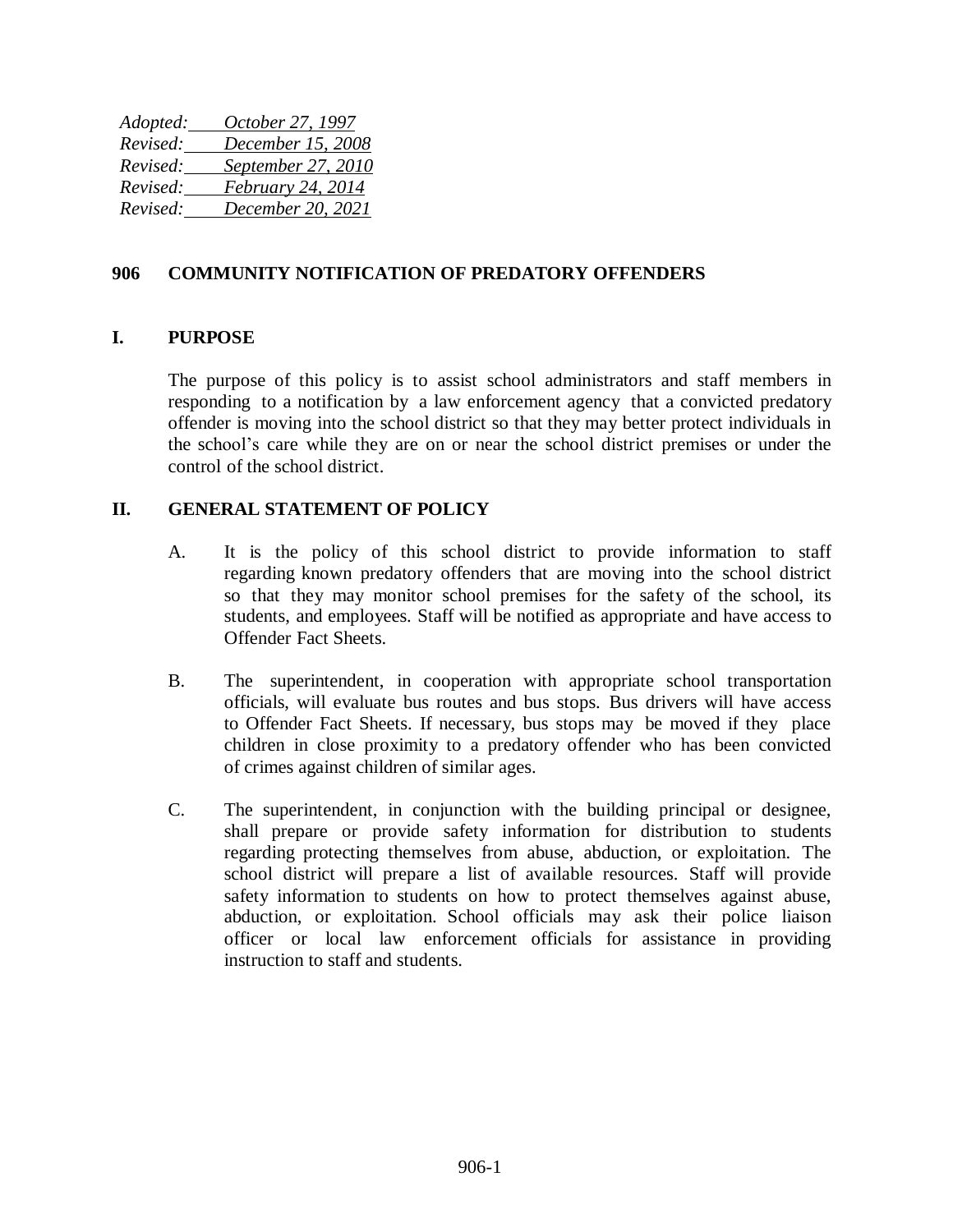*Adopted: October 27, 1997*
*Revised: December 15, 2008*
*Revised: September 27, 2010*
*Revised: February 24, 2014*
*Revised: December 20, 2021*

# 906 COMMUNITY NOTIFICATION OF PREDATORY OFFENDERS

## I. PURPOSE

The purpose of this policy is to assist school administrators and staff members in responding to a notification by a law enforcement agency that a convicted predatory offender is moving into the school district so that they may better protect individuals in the school's care while they are on or near the school district premises or under the control of the school district.

## II. GENERAL STATEMENT OF POLICY

A. It is the policy of this school district to provide information to staff regarding known predatory offenders that are moving into the school district so that they may monitor school premises for the safety of the school, its students, and employees. Staff will be notified as appropriate and have access to Offender Fact Sheets.

B. The superintendent, in cooperation with appropriate school transportation officials, will evaluate bus routes and bus stops. Bus drivers will have access to Offender Fact Sheets. If necessary, bus stops may be moved if they place children in close proximity to a predatory offender who has been convicted of crimes against children of similar ages.

C. The superintendent, in conjunction with the building principal or designee, shall prepare or provide safety information for distribution to students regarding protecting themselves from abuse, abduction, or exploitation. The school district will prepare a list of available resources. Staff will provide safety information to students on how to protect themselves against abuse, abduction, or exploitation. School officials may ask their police liaison officer or local law enforcement officials for assistance in providing instruction to staff and students.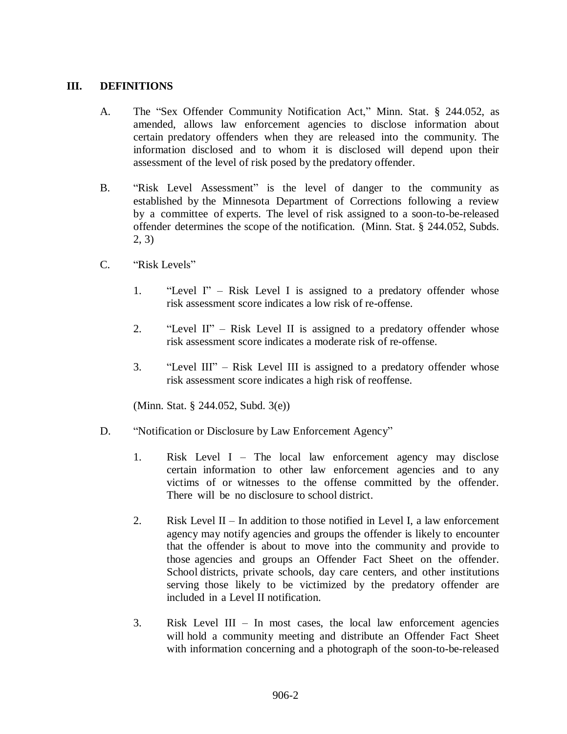## III. DEFINITIONS

A. The "Sex Offender Community Notification Act," Minn. Stat. § 244.052, as amended, allows law enforcement agencies to disclose information about certain predatory offenders when they are released into the community. The information disclosed and to whom it is disclosed will depend upon their assessment of the level of risk posed by the predatory offender.

B. "Risk Level Assessment" is the level of danger to the community as established by the Minnesota Department of Corrections following a review by a committee of experts. The level of risk assigned to a soon-to-be-released offender determines the scope of the notification. (Minn. Stat. § 244.052, Subds. 2, 3)

C. "Risk Levels"

1. "Level I" – Risk Level I is assigned to a predatory offender whose risk assessment score indicates a low risk of re-offense.

2. "Level II" – Risk Level II is assigned to a predatory offender whose risk assessment score indicates a moderate risk of re-offense.

3. "Level III" – Risk Level III is assigned to a predatory offender whose risk assessment score indicates a high risk of reoffense.

(Minn. Stat. § 244.052, Subd. 3(e))

D. "Notification or Disclosure by Law Enforcement Agency"

1. Risk Level I – The local law enforcement agency may disclose certain information to other law enforcement agencies and to any victims of or witnesses to the offense committed by the offender. There will be no disclosure to school district.

2. Risk Level II – In addition to those notified in Level I, a law enforcement agency may notify agencies and groups the offender is likely to encounter that the offender is about to move into the community and provide to those agencies and groups an Offender Fact Sheet on the offender. School districts, private schools, day care centers, and other institutions serving those likely to be victimized by the predatory offender are included in a Level II notification.

3. Risk Level III – In most cases, the local law enforcement agencies will hold a community meeting and distribute an Offender Fact Sheet with information concerning and a photograph of the soon-to-be-released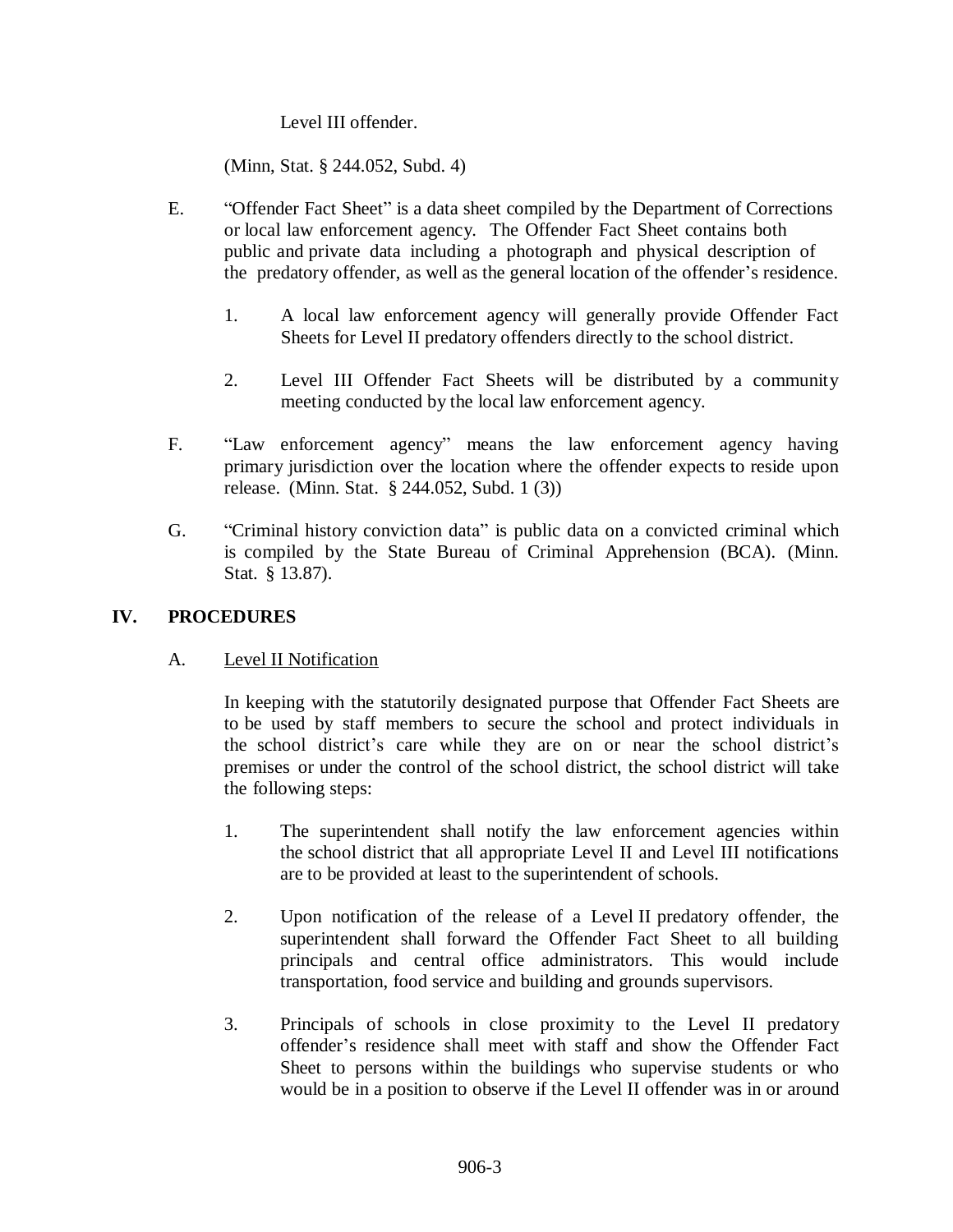Level III offender.

(Minn, Stat. § 244.052, Subd. 4)

E. "Offender Fact Sheet" is a data sheet compiled by the Department of Corrections or local law enforcement agency. The Offender Fact Sheet contains both public and private data including a photograph and physical description of the predatory offender, as well as the general location of the offender's residence.

   1. A local law enforcement agency will generally provide Offender Fact Sheets for Level II predatory offenders directly to the school district.

   2. Level III Offender Fact Sheets will be distributed by a community meeting conducted by the local law enforcement agency.

F. "Law enforcement agency" means the law enforcement agency having primary jurisdiction over the location where the offender expects to reside upon release. (Minn. Stat. § 244.052, Subd. 1 (3))

G. "Criminal history conviction data" is public data on a convicted criminal which is compiled by the State Bureau of Criminal Apprehension (BCA). (Minn. Stat. § 13.87).

## IV. PROCEDURES

### A. Level II Notification

In keeping with the statutorily designated purpose that Offender Fact Sheets are to be used by staff members to secure the school and protect individuals in the school district's care while they are on or near the school district's premises or under the control of the school district, the school district will take the following steps:

1. The superintendent shall notify the law enforcement agencies within the school district that all appropriate Level II and Level III notifications are to be provided at least to the superintendent of schools.

2. Upon notification of the release of a Level II predatory offender, the superintendent shall forward the Offender Fact Sheet to all building principals and central office administrators. This would include transportation, food service and building and grounds supervisors.

3. Principals of schools in close proximity to the Level II predatory offender's residence shall meet with staff and show the Offender Fact Sheet to persons within the buildings who supervise students or who would be in a position to observe if the Level II offender was in or around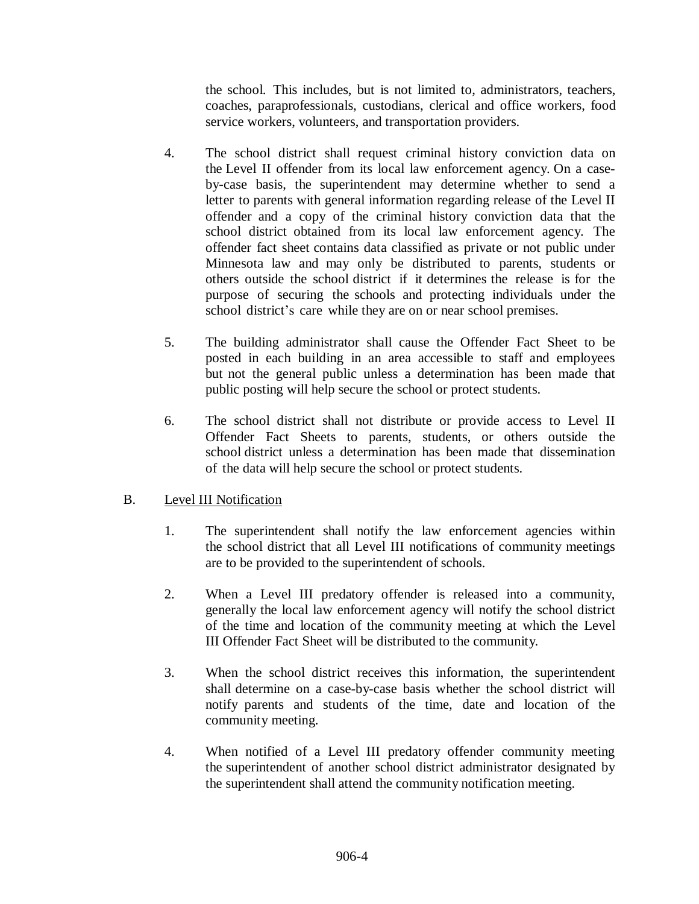the school. This includes, but is not limited to, administrators, teachers, coaches, paraprofessionals, custodians, clerical and office workers, food service workers, volunteers, and transportation providers.

4. The school district shall request criminal history conviction data on the Level II offender from its local law enforcement agency. On a case-by-case basis, the superintendent may determine whether to send a letter to parents with general information regarding release of the Level II offender and a copy of the criminal history conviction data that the school district obtained from its local law enforcement agency. The offender fact sheet contains data classified as private or not public under Minnesota law and may only be distributed to parents, students or others outside the school district if it determines the release is for the purpose of securing the schools and protecting individuals under the school district's care while they are on or near school premises.

5. The building administrator shall cause the Offender Fact Sheet to be posted in each building in an area accessible to staff and employees but not the general public unless a determination has been made that public posting will help secure the school or protect students.

6. The school district shall not distribute or provide access to Level II Offender Fact Sheets to parents, students, or others outside the school district unless a determination has been made that dissemination of the data will help secure the school or protect students.

B. Level III Notification

1. The superintendent shall notify the law enforcement agencies within the school district that all Level III notifications of community meetings are to be provided to the superintendent of schools.

2. When a Level III predatory offender is released into a community, generally the local law enforcement agency will notify the school district of the time and location of the community meeting at which the Level III Offender Fact Sheet will be distributed to the community.

3. When the school district receives this information, the superintendent shall determine on a case-by-case basis whether the school district will notify parents and students of the time, date and location of the community meeting.

4. When notified of a Level III predatory offender community meeting the superintendent of another school district administrator designated by the superintendent shall attend the community notification meeting.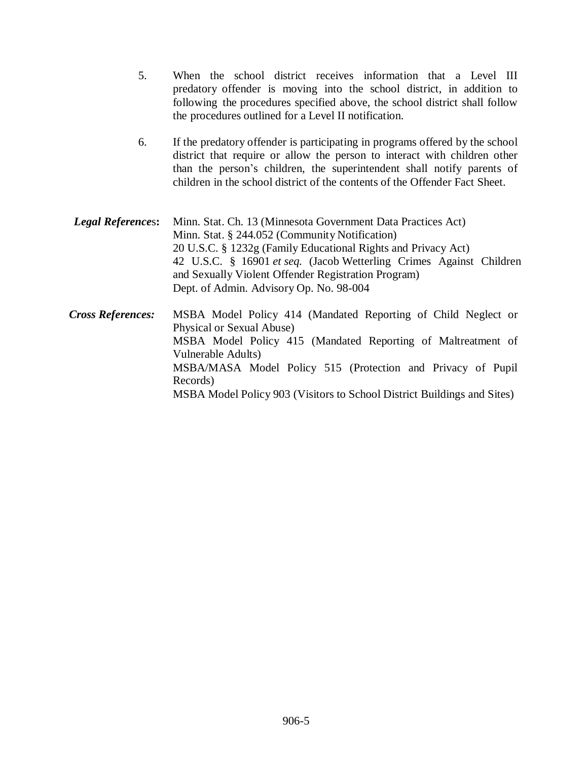5. When the school district receives information that a Level III predatory offender is moving into the school district, in addition to following the procedures specified above, the school district shall follow the procedures outlined for a Level II notification.

6. If the predatory offender is participating in programs offered by the school district that require or allow the person to interact with children other than the person's children, the superintendent shall notify parents of children in the school district of the contents of the Offender Fact Sheet.

***Legal References*:** Minn. Stat. Ch. 13 (Minnesota Government Data Practices Act)
Minn. Stat. § 244.052 (Community Notification)
20 U.S.C. § 1232g (Family Educational Rights and Privacy Act)
42 U.S.C. § 16901 *et seq.* (Jacob Wetterling Crimes Against Children and Sexually Violent Offender Registration Program)
Dept. of Admin. Advisory Op. No. 98-004

***Cross References:*** MSBA Model Policy 414 (Mandated Reporting of Child Neglect or Physical or Sexual Abuse)
MSBA Model Policy 415 (Mandated Reporting of Maltreatment of Vulnerable Adults)
MSBA/MASA Model Policy 515 (Protection and Privacy of Pupil Records)
MSBA Model Policy 903 (Visitors to School District Buildings and Sites)